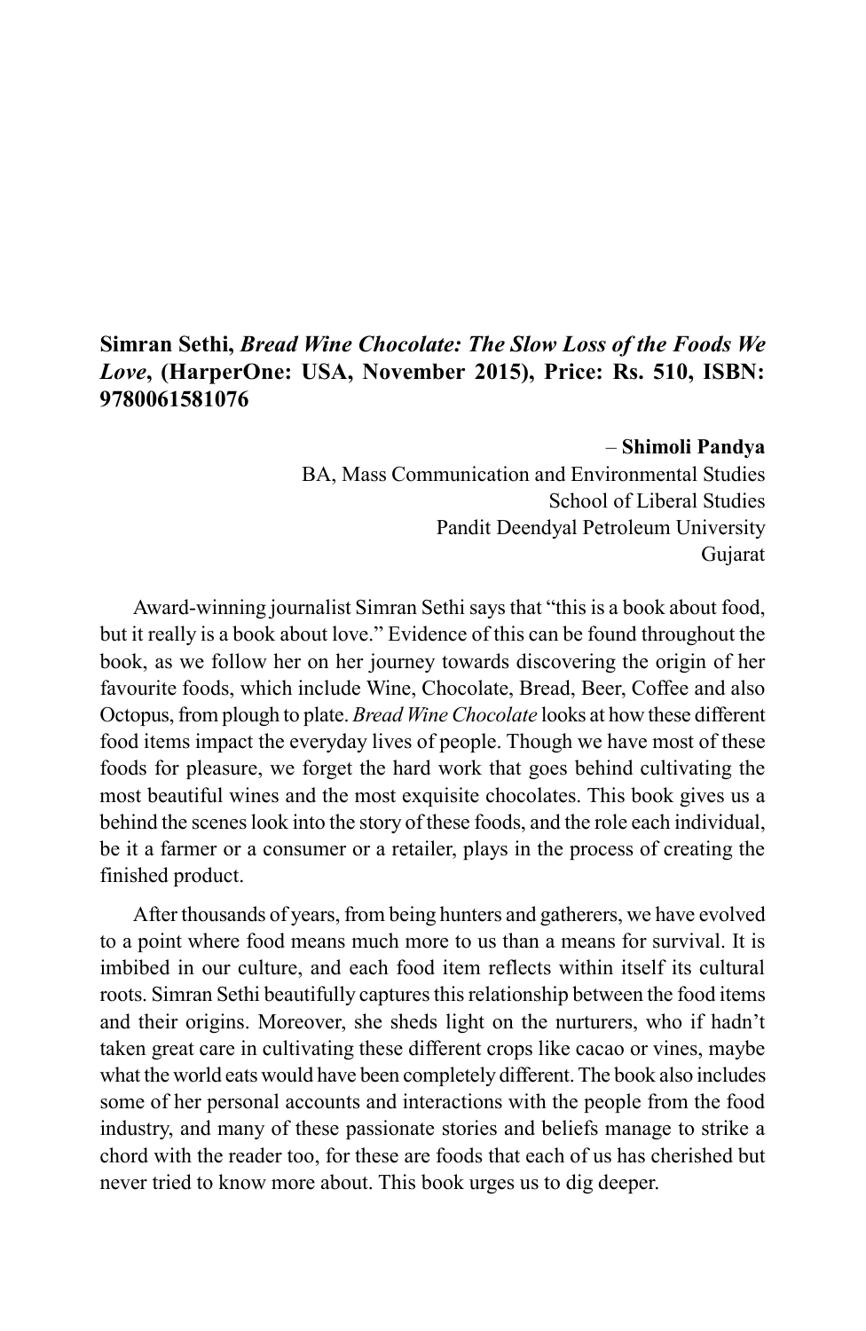**Simran Sethi, *Bread Wine Chocolate: The Slow Loss of the Foods We Love*, (HarperOne: USA, November 2015), Price: Rs. 510, ISBN: 9780061581076**

– **Shimoli Pandya**
BA, Mass Communication and Environmental Studies
School of Liberal Studies
Pandit Deendyal Petroleum University
Gujarat

Award-winning journalist Simran Sethi says that "this is a book about food, but it really is a book about love." Evidence of this can be found throughout the book, as we follow her on her journey towards discovering the origin of her favourite foods, which include Wine, Chocolate, Bread, Beer, Coffee and also Octopus, from plough to plate. *Bread Wine Chocolate* looks at how these different food items impact the everyday lives of people. Though we have most of these foods for pleasure, we forget the hard work that goes behind cultivating the most beautiful wines and the most exquisite chocolates. This book gives us a behind the scenes look into the story of these foods, and the role each individual, be it a farmer or a consumer or a retailer, plays in the process of creating the finished product.

After thousands of years, from being hunters and gatherers, we have evolved to a point where food means much more to us than a means for survival. It is imbibed in our culture, and each food item reflects within itself its cultural roots. Simran Sethi beautifully captures this relationship between the food items and their origins. Moreover, she sheds light on the nurturers, who if hadn't taken great care in cultivating these different crops like cacao or vines, maybe what the world eats would have been completely different. The book also includes some of her personal accounts and interactions with the people from the food industry, and many of these passionate stories and beliefs manage to strike a chord with the reader too, for these are foods that each of us has cherished but never tried to know more about. This book urges us to dig deeper.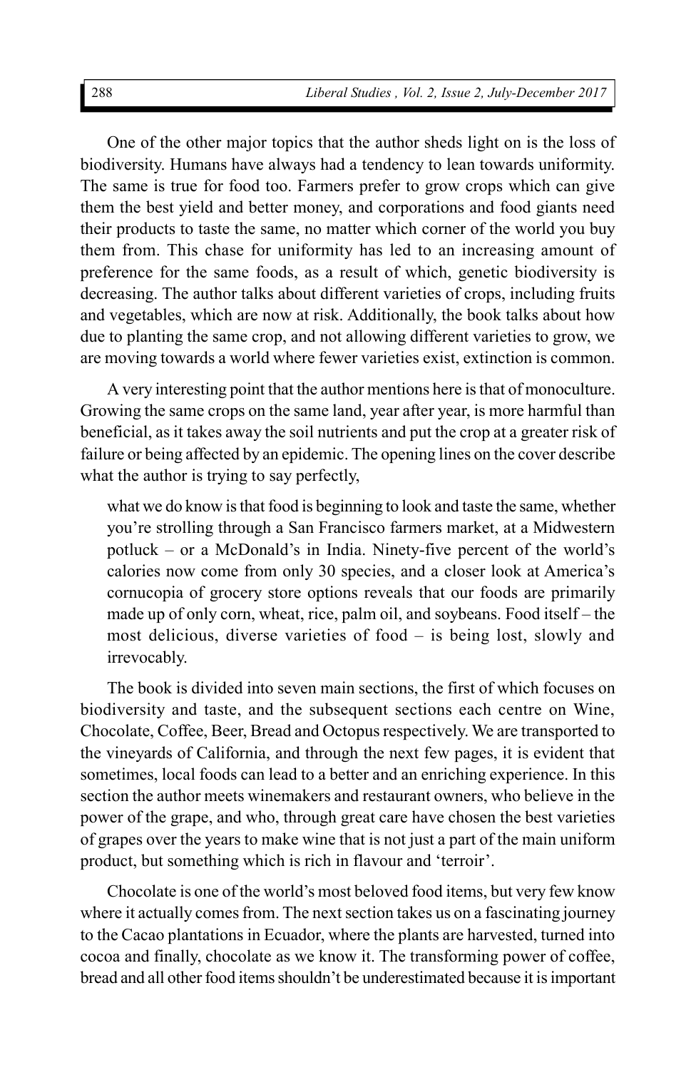One of the other major topics that the author sheds light on is the loss of biodiversity. Humans have always had a tendency to lean towards uniformity. The same is true for food too. Farmers prefer to grow crops which can give them the best yield and better money, and corporations and food giants need their products to taste the same, no matter which corner of the world you buy them from. This chase for uniformity has led to an increasing amount of preference for the same foods, as a result of which, genetic biodiversity is decreasing. The author talks about different varieties of crops, including fruits and vegetables, which are now at risk. Additionally, the book talks about how due to planting the same crop, and not allowing different varieties to grow, we are moving towards a world where fewer varieties exist, extinction is common.

A very interesting point that the author mentions here is that of monoculture. Growing the same crops on the same land, year after year, is more harmful than beneficial, as it takes away the soil nutrients and put the crop at a greater risk of failure or being affected by an epidemic. The opening lines on the cover describe what the author is trying to say perfectly,

> what we do know is that food is beginning to look and taste the same, whether you're strolling through a San Francisco farmers market, at a Midwestern potluck – or a McDonald's in India. Ninety-five percent of the world's calories now come from only 30 species, and a closer look at America's cornucopia of grocery store options reveals that our foods are primarily made up of only corn, wheat, rice, palm oil, and soybeans. Food itself – the most delicious, diverse varieties of food – is being lost, slowly and irrevocably.

The book is divided into seven main sections, the first of which focuses on biodiversity and taste, and the subsequent sections each centre on Wine, Chocolate, Coffee, Beer, Bread and Octopus respectively. We are transported to the vineyards of California, and through the next few pages, it is evident that sometimes, local foods can lead to a better and an enriching experience. In this section the author meets winemakers and restaurant owners, who believe in the power of the grape, and who, through great care have chosen the best varieties of grapes over the years to make wine that is not just a part of the main uniform product, but something which is rich in flavour and 'terroir'.

Chocolate is one of the world's most beloved food items, but very few know where it actually comes from. The next section takes us on a fascinating journey to the Cacao plantations in Ecuador, where the plants are harvested, turned into cocoa and finally, chocolate as we know it. The transforming power of coffee, bread and all other food items shouldn't be underestimated because it is important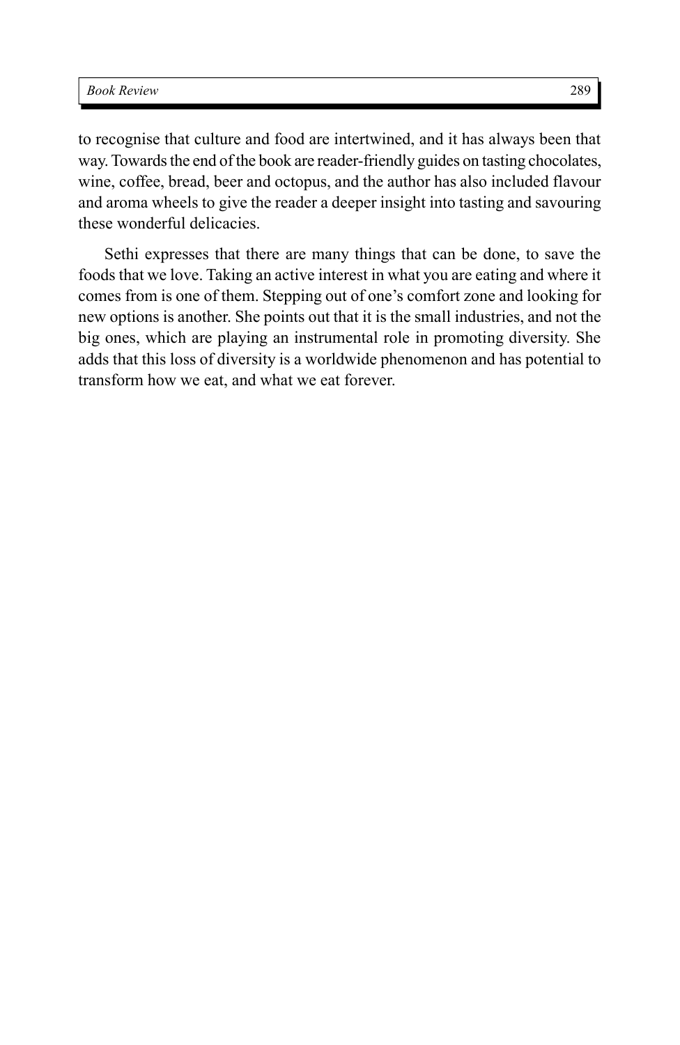to recognise that culture and food are intertwined, and it has always been that way. Towards the end of the book are reader-friendly guides on tasting chocolates, wine, coffee, bread, beer and octopus, and the author has also included flavour and aroma wheels to give the reader a deeper insight into tasting and savouring these wonderful delicacies.

Sethi expresses that there are many things that can be done, to save the foods that we love. Taking an active interest in what you are eating and where it comes from is one of them. Stepping out of one's comfort zone and looking for new options is another. She points out that it is the small industries, and not the big ones, which are playing an instrumental role in promoting diversity. She adds that this loss of diversity is a worldwide phenomenon and has potential to transform how we eat, and what we eat forever.